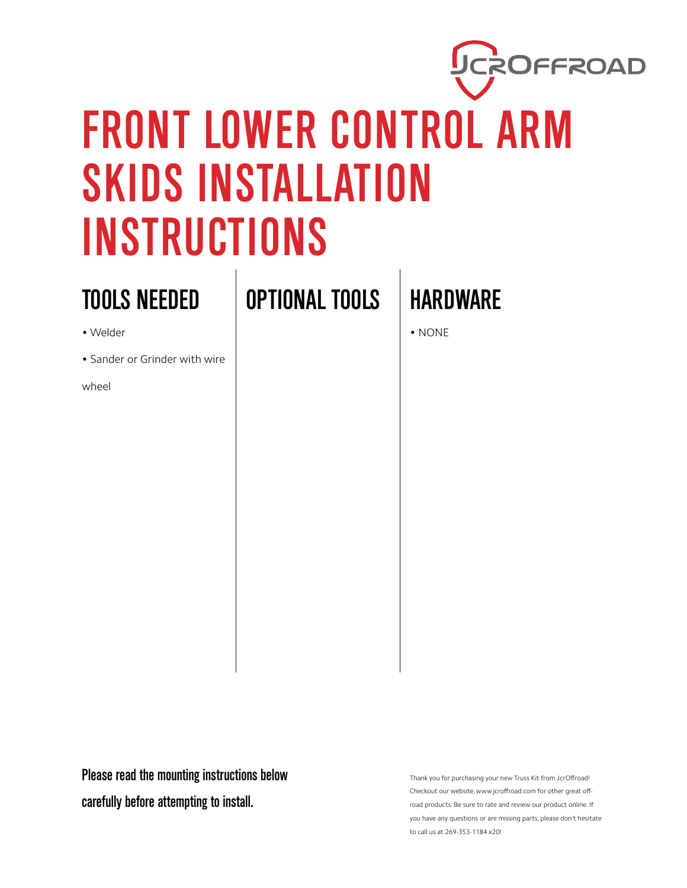# FRONT LOWER CONTROL ARM SKIDS INSTALLATION INSTRUCTIONS

## TOOLS NEEDED

- Welder
- Sander or Grinder with wire wheel

## OPTIONAL TOOLS

## HARDWARE

- NONE

**Please read the mounting instructions below carefully before attempting to install.**

Thank you for purchasing your new Truss Kit from JcrOffroad! Checkout our website, www.jcroffroad.com for other great off-road products. Be sure to rate and review our product online. If you have any questions or are missing parts, please don't hesitate to call us at 269-353-1184 x20!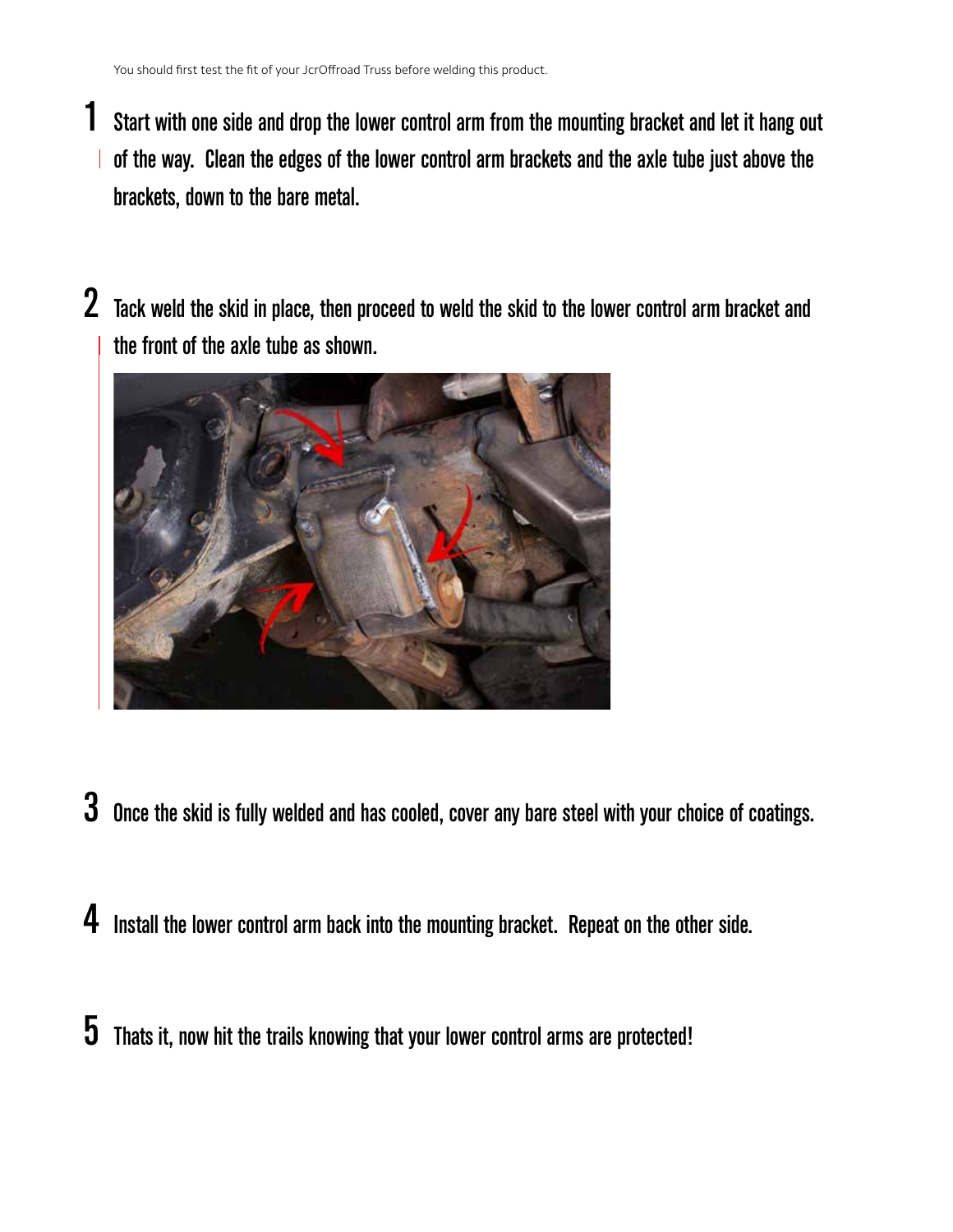You should first test the fit of your JcrOffroad Truss before welding this product.

1. Start with one side and drop the lower control arm from the mounting bracket and let it hang out of the way. Clean the edges of the lower control arm brackets and the axle tube just above the brackets, down to the bare metal.

2. Tack weld the skid in place, then proceed to weld the skid to the lower control arm bracket and the front of the axle tube as shown.

3. Once the skid is fully welded and has cooled, cover any bare steel with your choice of coatings.

4. Install the lower control arm back into the mounting bracket. Repeat on the other side.

5. Thats it, now hit the trails knowing that your lower control arms are protected!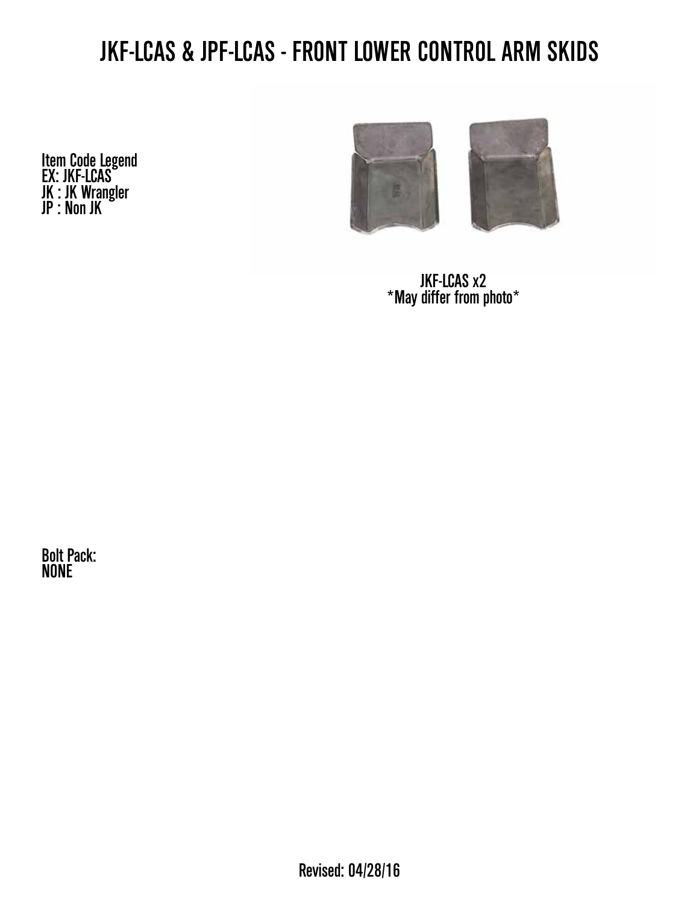# JKF-LCAS & JPF-LCAS - FRONT LOWER CONTROL ARM SKIDS

Item Code Legend
EX: JKF-LCAS
JK : JK Wrangler
JP : Non JK

JKF-LCAS x2
*May differ from photo*

Bolt Pack:
NONE

Revised: 04/28/16